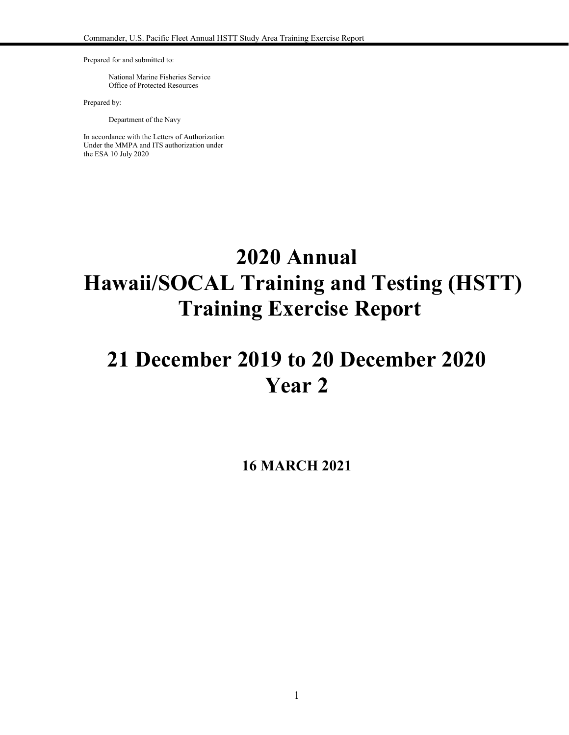Prepared for and submitted to:

National Marine Fisheries Service
Office of Protected Resources

Prepared by:

Department of the Navy

In accordance with the Letters of Authorization
Under the MMPA and ITS authorization under
the ESA 10 July 2020

# 2020 Annual Hawaii/SOCAL Training and Testing (HSTT) Training Exercise Report

# 21 December 2019 to 20 December 2020 Year 2

**16 MARCH 2021**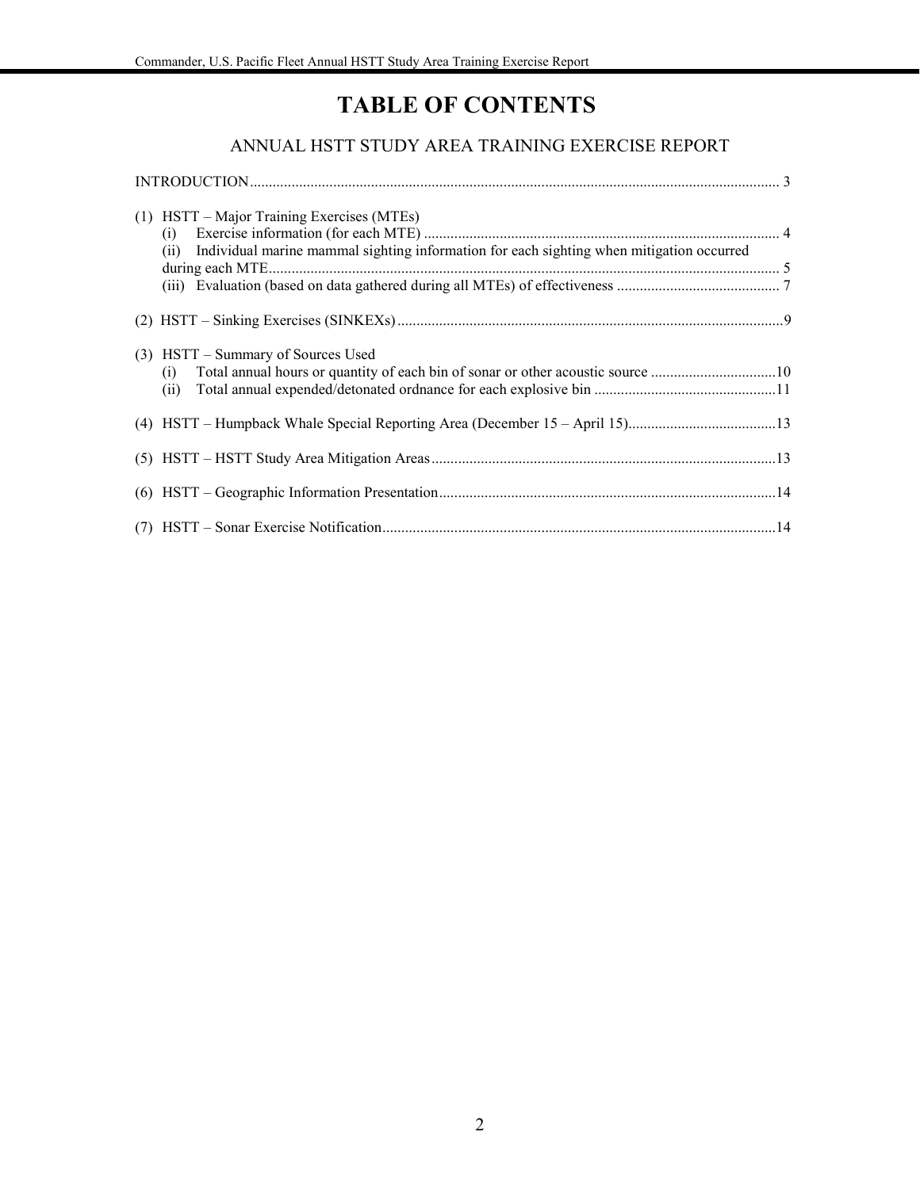# TABLE OF CONTENTS

## ANNUAL HSTT STUDY AREA TRAINING EXERCISE REPORT

INTRODUCTION ........................................................................ 3

(1) HSTT – Major Training Exercises (MTEs)
- (i) Exercise information (for each MTE) ........................................................................ 4
- (ii) Individual marine mammal sighting information for each sighting when mitigation occurred during each MTE ........................................................................ 5
- (iii) Evaluation (based on data gathered during all MTEs) of effectiveness ........................................................................ 7

(2) HSTT – Sinking Exercises (SINKEXs) ........................................................................ 9

(3) HSTT – Summary of Sources Used
- (i) Total annual hours or quantity of each bin of sonar or other acoustic source ........................................................................ 10
- (ii) Total annual expended/detonated ordnance for each explosive bin ........................................................................ 11

(4) HSTT – Humpback Whale Special Reporting Area (December 15 – April 15) ........................................................................ 13

(5) HSTT – HSTT Study Area Mitigation Areas ........................................................................ 13

(6) HSTT – Geographic Information Presentation ........................................................................ 14

(7) HSTT – Sonar Exercise Notification ........................................................................ 14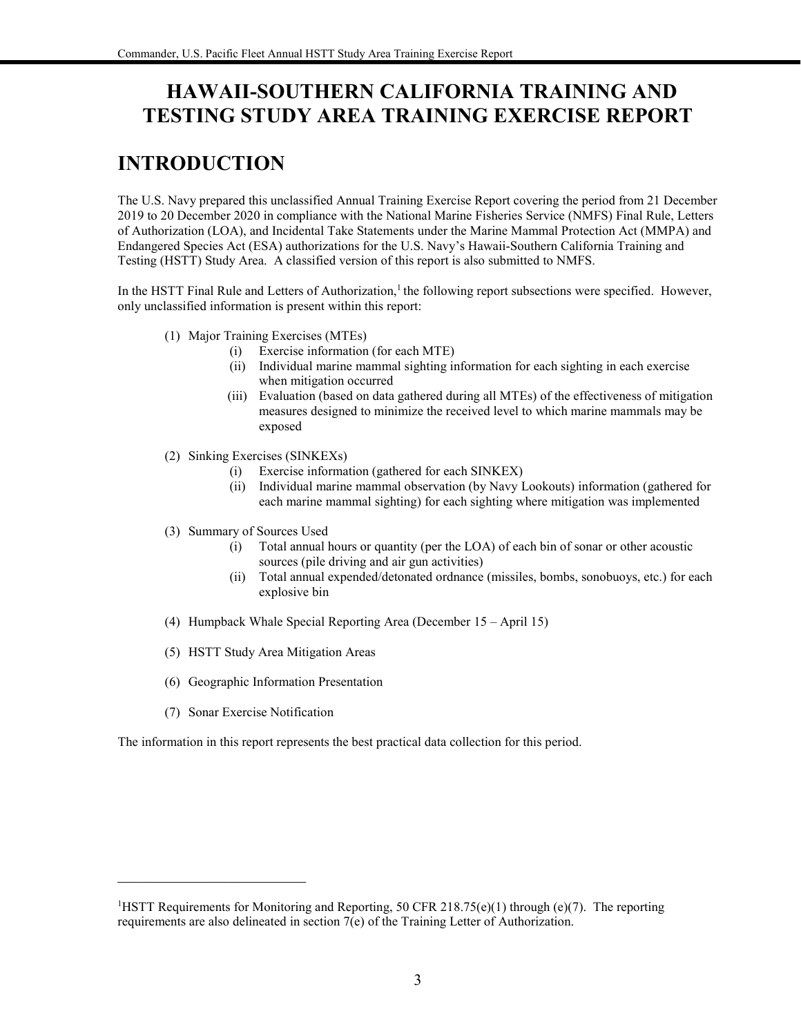# HAWAII-SOUTHERN CALIFORNIA TRAINING AND TESTING STUDY AREA TRAINING EXERCISE REPORT

## INTRODUCTION

The U.S. Navy prepared this unclassified Annual Training Exercise Report covering the period from 21 December 2019 to 20 December 2020 in compliance with the National Marine Fisheries Service (NMFS) Final Rule, Letters of Authorization (LOA), and Incidental Take Statements under the Marine Mammal Protection Act (MMPA) and Endangered Species Act (ESA) authorizations for the U.S. Navy's Hawaii-Southern California Training and Testing (HSTT) Study Area. A classified version of this report is also submitted to NMFS.

In the HSTT Final Rule and Letters of Authorization,[1] the following report subsections were specified. However, only unclassified information is present within this report:

(1) Major Training Exercises (MTEs)
   - (i) Exercise information (for each MTE)
   - (ii) Individual marine mammal sighting information for each sighting in each exercise when mitigation occurred
   - (iii) Evaluation (based on data gathered during all MTEs) of the effectiveness of mitigation measures designed to minimize the received level to which marine mammals may be exposed

(2) Sinking Exercises (SINKEXs)
   - (i) Exercise information (gathered for each SINKEX)
   - (ii) Individual marine mammal observation (by Navy Lookouts) information (gathered for each marine mammal sighting) for each sighting where mitigation was implemented

(3) Summary of Sources Used
   - (i) Total annual hours or quantity (per the LOA) of each bin of sonar or other acoustic sources (pile driving and air gun activities)
   - (ii) Total annual expended/detonated ordnance (missiles, bombs, sonobuoys, etc.) for each explosive bin

(4) Humpback Whale Special Reporting Area (December 15 – April 15)

(5) HSTT Study Area Mitigation Areas

(6) Geographic Information Presentation

(7) Sonar Exercise Notification

The information in this report represents the best practical data collection for this period.

---

[1] HSTT Requirements for Monitoring and Reporting, 50 CFR 218.75(e)(1) through (e)(7). The reporting requirements are also delineated in section 7(e) of the Training Letter of Authorization.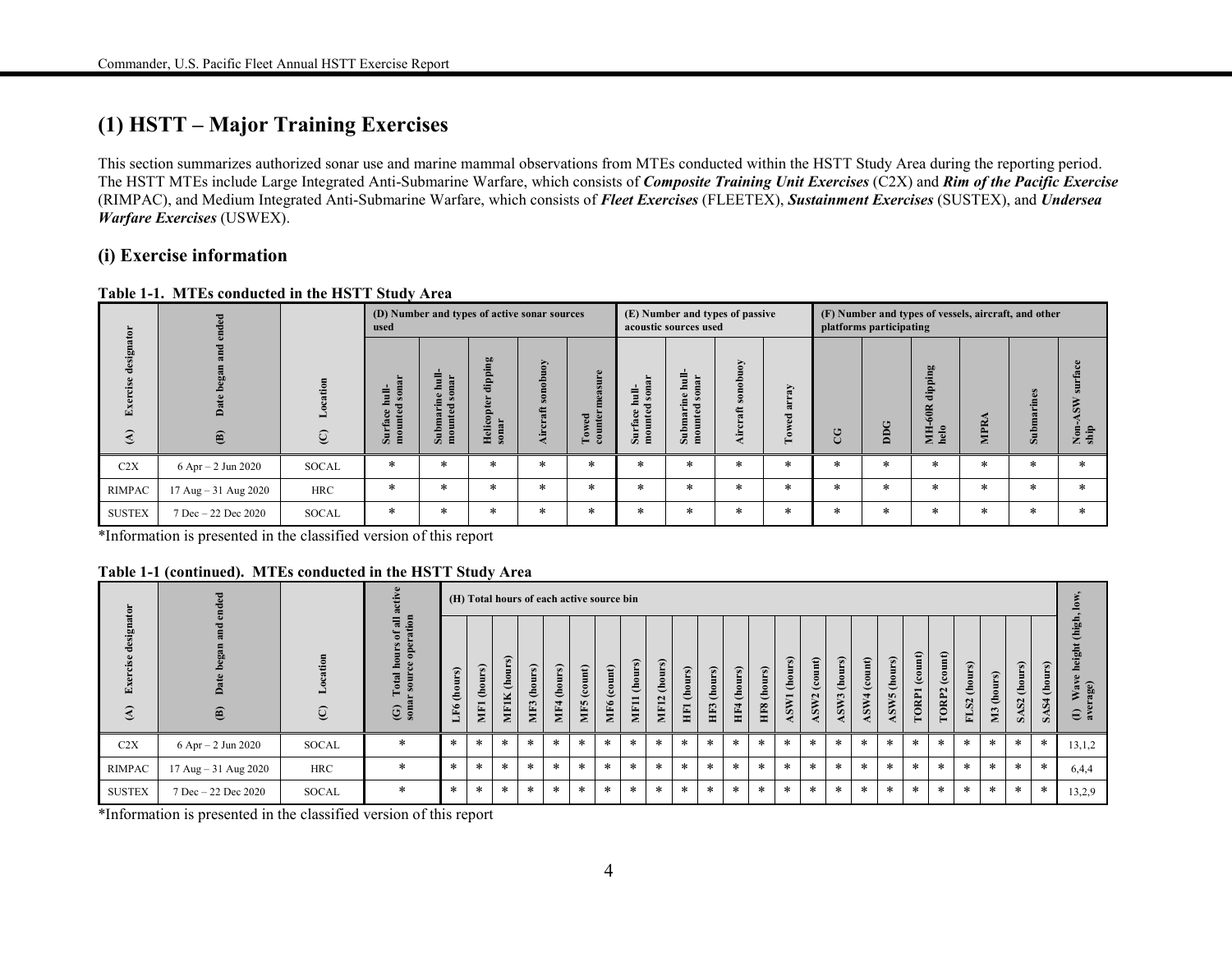# (1) HSTT – Major Training Exercises

This section summarizes authorized sonar use and marine mammal observations from MTEs conducted within the HSTT Study Area during the reporting period. The HSTT MTEs include Large Integrated Anti-Submarine Warfare, which consists of ***Composite Training Unit Exercises*** (C2X) and ***Rim of the Pacific Exercise*** (RIMPAC), and Medium Integrated Anti-Submarine Warfare, which consists of ***Fleet Exercises*** (FLEETEX), ***Sustainment Exercises*** (SUSTEX), and ***Undersea Warfare Exercises*** (USWEX).

## (i) Exercise information

**Table 1-1. MTEs conducted in the HSTT Study Area**

| (A) Exercise designator | (B) Date began and ended | (C) Location | (D) Number and types of active sonar sources used | | | | | (E) Number and types of passive acoustic sources used | | | | (F) Number and types of vessels, aircraft, and other platforms participating | | | | | |
|---|---|---|---|---|---|---|---|---|---|---|---|---|---|---|---|---|---|
| | | | Surface hull-mounted sonar | Submarine hull-mounted sonar | Helicopter dipping sonar | Aircraft sonobuoy | Towed countermeasure | Surface hull-mounted sonar | Submarine hull-mounted sonar | Aircraft sonobuoy | Towed array | CG | DDG | MH-60R dipping helo | MPRA | Submarines | Non-ASW surface ship |
| C2X | 6 Apr – 2 Jun 2020 | SOCAL | * | * | * | * | * | * | * | * | * | * | * | * | * | * | * |
| RIMPAC | 17 Aug – 31 Aug 2020 | HRC | * | * | * | * | * | * | * | * | * | * | * | * | * | * | * |
| SUSTEX | 7 Dec – 22 Dec 2020 | SOCAL | * | * | * | * | * | * | * | * | * | * | * | * | * | * | * |

*Information is presented in the classified version of this report

**Table 1-1 (continued). MTEs conducted in the HSTT Study Area**

| (A) Exercise designator | (B) Date began and ended | (C) Location | (G) Total hours of all active sonar source operation | (H) Total hours of each active source bin | | | | | | | | | | | | | | | | | | | | | | | | | (I) Wave height (high, low, average) |
|---|---|---|---|---|---|---|---|---|---|---|---|---|---|---|---|---|---|---|---|---|---|---|---|---|---|---|---|---|---|
| | | | | LF6 (hours) | MF1 (hours) | MF1K (hours) | MF3 (hours) | MF4 (hours) | MF5 (count) | MF6 (count) | MF11 (hours) | MF12 (hours) | HF1 (hours) | HF3 (hours) | HF4 (hours) | HF8 (hours) | ASW1 (hours) | ASW2 (count) | ASW3 (hours) | ASW4 (count) | ASW5 (hours) | TORP1 (count) | TORP2 (count) | FLS2 (hours) | M3 (hours) | SAS2 (hours) | SAS4 (hours) | |
| C2X | 6 Apr – 2 Jun 2020 | SOCAL | * | * | * | * | * | * | * | * | * | * | * | * | * | * | * | * | * | * | * | * | * | * | * | * | * | 13,1,2 |
| RIMPAC | 17 Aug – 31 Aug 2020 | HRC | * | * | * | * | * | * | * | * | * | * | * | * | * | * | * | * | * | * | * | * | * | * | * | * | * | 6,4,4 |
| SUSTEX | 7 Dec – 22 Dec 2020 | SOCAL | * | * | * | * | * | * | * | * | * | * | * | * | * | * | * | * | * | * | * | * | * | * | * | * | * | 13,2,9 |

*Information is presented in the classified version of this report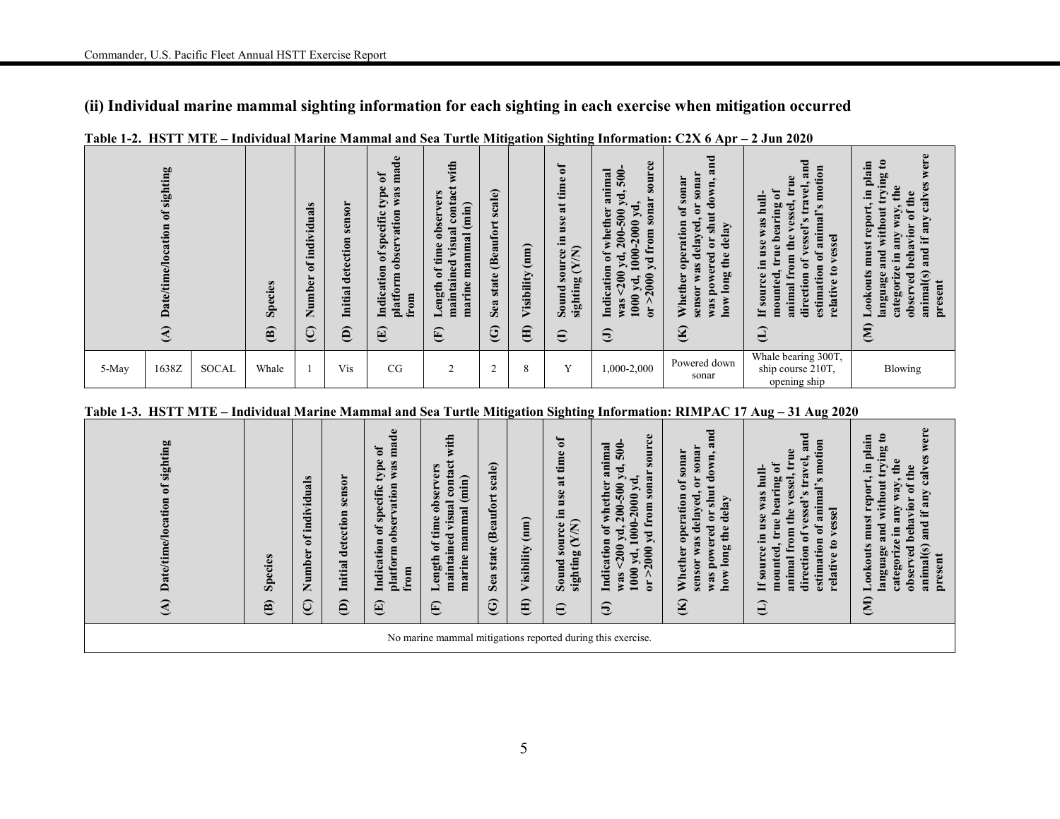## (ii) Individual marine mammal sighting information for each sighting in each exercise when mitigation occurred

**Table 1-2. HSTT MTE – Individual Marine Mammal and Sea Turtle Mitigation Sighting Information: C2X 6 Apr – 2 Jun 2020**

| (A) Date/time/location of sighting | | | (B) Species | (C) Number of individuals | (D) Initial detection sensor | (E) Indication of specific type of platform observation was made from | (F) Length of time observers maintained visual contact with marine mammal (min) | (G) Sea state (Beaufort scale) | (H) Visibility (nm) | (I) Sound source in use at time of sighting (Y/N) | (J) Indication of whether animal was <200 yd, 200-500 yd, 500-1000 yd, 1000-2000 yd, or >2000 yd from sonar source | (K) Whether operation of sonar sensor was delayed, or sonar was powered or shut down, and how long the delay | (L) If source in use was hull-mounted, true bearing of animal from the vessel, true direction of vessel's travel, and estimation of animal's motion relative to vessel | (M) Lookouts must report, in plain language and without trying to categorize in any way, the observed behavior of the animal(s) and if any calves were present |
|---|---|---|---|---|---|---|---|---|---|---|---|---|---|---|
| 5-May | 1638Z | SOCAL | Whale | 1 | Vis | CG | 2 | 2 | 8 | Y | 1,000-2,000 | Powered down sonar | Whale bearing 300T, ship course 210T, opening ship | Blowing |

**Table 1-3. HSTT MTE – Individual Marine Mammal and Sea Turtle Mitigation Sighting Information: RIMPAC 17 Aug – 31 Aug 2020**

| (A) Date/time/location of sighting | (B) Species | (C) Number of individuals | (D) Initial detection sensor | (E) Indication of specific type of platform observation was made from | (F) Length of time observers maintained visual contact with marine mammal (min) | (G) Sea state (Beaufort scale) | (H) Visibility (nm) | (I) Sound source in use at time of sighting (Y/N) | (J) Indication of whether animal was <200 yd, 200-500 yd, 500-1000 yd, 1000-2000 yd, or >2000 yd from sonar source | (K) Whether operation of sonar sensor was delayed, or sonar was powered or shut down, and how long the delay | (L) If source in use was hull-mounted, true bearing of animal from the vessel, true direction of vessel's travel, and estimation of animal's motion relative to vessel | (M) Lookouts must report, in plain language and without trying to categorize in any way, the observed behavior of the animal(s) and if any calves were present |
|---|---|---|---|---|---|---|---|---|---|---|---|---|
| No marine mammal mitigations reported during this exercise. | | | | | | | | | | | | |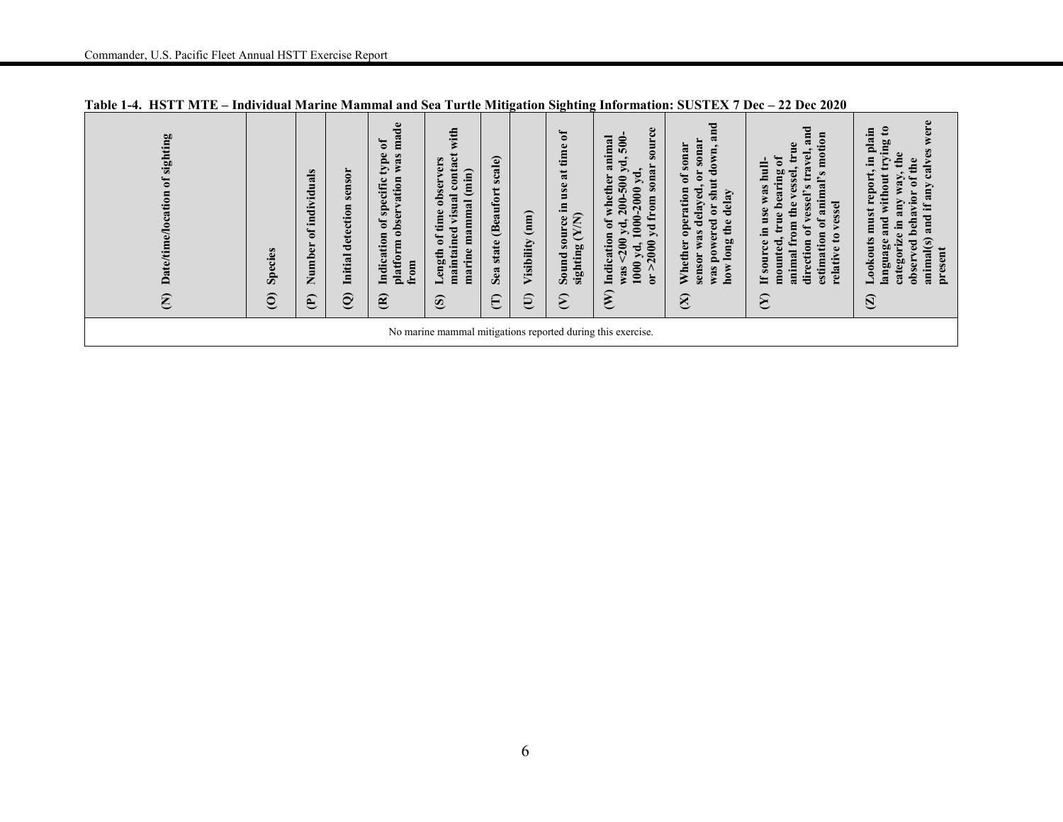**Table 1-4. HSTT MTE – Individual Marine Mammal and Sea Turtle Mitigation Sighting Information: SUSTEX 7 Dec – 22 Dec 2020**

| (N) Date/time/location of sighting | (O) Species | (P) Number of individuals | (Q) Initial detection sensor | (R) Indication of specific type of platform observation was made from | (S) Length of time observers maintained visual contact with marine mammal (min) | (T) Sea state (Beaufort scale) | (U) Visibility (nm) | (V) Sound source in use at time of sighting (Y/N) | (W) Indication of whether animal was <200 yd, 200-500 yd, 500-1000 yd, 1000-2000 yd, or >2000 yd from sonar source | (X) Whether operation of sonar sensor was delayed, or sonar was powered or shut down, and how long the delay | (Y) If source in use was hull-mounted, true bearing of animal from the vessel, true direction of vessel's travel, and estimation of animal's motion relative to vessel | (Z) Lookouts must report, in plain language and without trying to categorize in any way, the observed behavior of the animal(s) and if any calves were present |
|---|---|---|---|---|---|---|---|---|---|---|---|---|
| No marine mammal mitigations reported during this exercise. | | | | | | | | | | | | |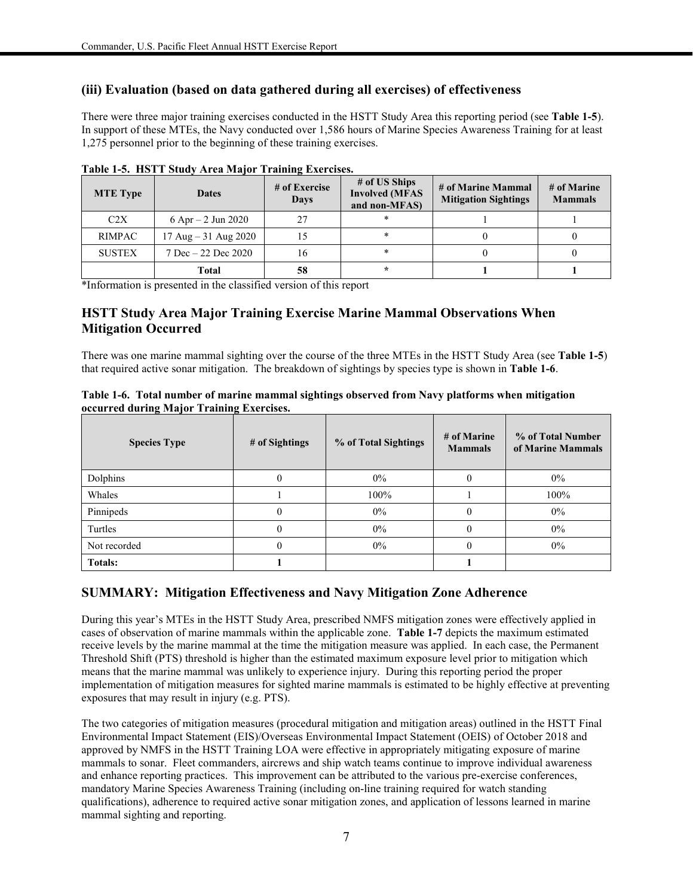### (iii) Evaluation (based on data gathered during all exercises) of effectiveness

There were three major training exercises conducted in the HSTT Study Area this reporting period (see **Table 1-5**). In support of these MTEs, the Navy conducted over 1,586 hours of Marine Species Awareness Training for at least 1,275 personnel prior to the beginning of these training exercises.

**Table 1-5. HSTT Study Area Major Training Exercises.**

| MTE Type | Dates | # of Exercise Days | # of US Ships Involved (MFAS and non-MFAS) | # of Marine Mammal Mitigation Sightings | # of Marine Mammals |
|---|---|---|---|---|---|
| C2X | 6 Apr – 2 Jun 2020 | 27 | * | 1 | 1 |
| RIMPAC | 17 Aug – 31 Aug 2020 | 15 | * | 0 | 0 |
| SUSTEX | 7 Dec – 22 Dec 2020 | 16 | * | 0 | 0 |
| **Total** | | **58** | * | **1** | **1** |

*Information is presented in the classified version of this report

## HSTT Study Area Major Training Exercise Marine Mammal Observations When Mitigation Occurred

There was one marine mammal sighting over the course of the three MTEs in the HSTT Study Area (see **Table 1-5**) that required active sonar mitigation. The breakdown of sightings by species type is shown in **Table 1-6**.

**Table 1-6. Total number of marine mammal sightings observed from Navy platforms when mitigation occurred during Major Training Exercises.**

| Species Type | # of Sightings | % of Total Sightings | # of Marine Mammals | % of Total Number of Marine Mammals |
|---|---|---|---|---|
| Dolphins | 0 | 0% | 0 | 0% |
| Whales | 1 | 100% | 1 | 100% |
| Pinnipeds | 0 | 0% | 0 | 0% |
| Turtles | 0 | 0% | 0 | 0% |
| Not recorded | 0 | 0% | 0 | 0% |
| **Totals:** | **1** | | **1** | |

## SUMMARY: Mitigation Effectiveness and Navy Mitigation Zone Adherence

During this year's MTEs in the HSTT Study Area, prescribed NMFS mitigation zones were effectively applied in cases of observation of marine mammals within the applicable zone. **Table 1-7** depicts the maximum estimated receive levels by the marine mammal at the time the mitigation measure was applied. In each case, the Permanent Threshold Shift (PTS) threshold is higher than the estimated maximum exposure level prior to mitigation which means that the marine mammal was unlikely to experience injury. During this reporting period the proper implementation of mitigation measures for sighted marine mammals is estimated to be highly effective at preventing exposures that may result in injury (e.g. PTS).

The two categories of mitigation measures (procedural mitigation and mitigation areas) outlined in the HSTT Final Environmental Impact Statement (EIS)/Overseas Environmental Impact Statement (OEIS) of October 2018 and approved by NMFS in the HSTT Training LOA were effective in appropriately mitigating exposure of marine mammals to sonar. Fleet commanders, aircrews and ship watch teams continue to improve individual awareness and enhance reporting practices. This improvement can be attributed to the various pre-exercise conferences, mandatory Marine Species Awareness Training (including on-line training required for watch standing qualifications), adherence to required active sonar mitigation zones, and application of lessons learned in marine mammal sighting and reporting.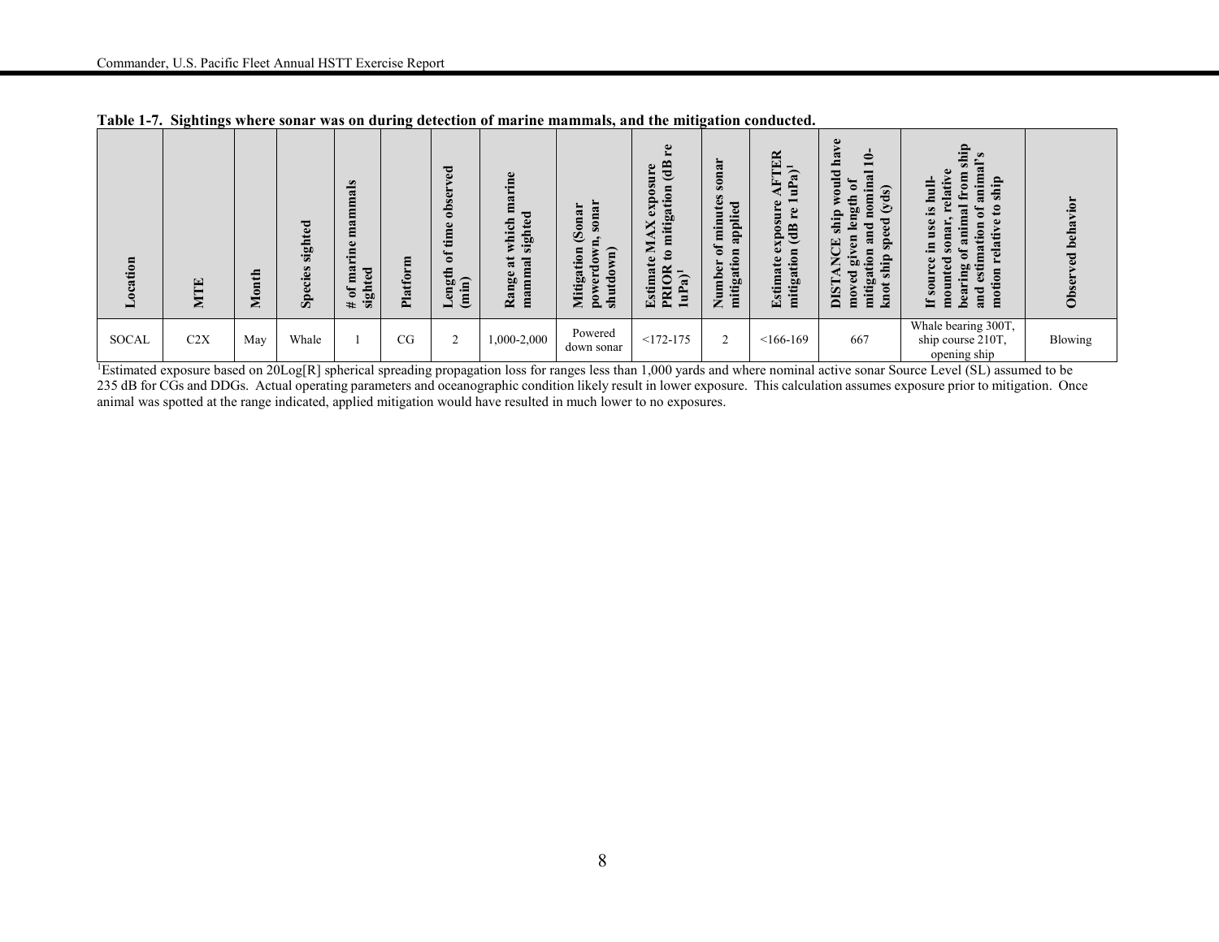**Table 1-7. Sightings where sonar was on during detection of marine mammals, and the mitigation conducted.**

| Location | MTE | Month | Species sighted | # of marine mammals sighted | Platform | Length of time observed (min) | Range at which marine mammal sighted | Mitigation (Sonar powerdown, sonar shutdown) | Estimate MAX exposure PRIOR to mitigation (dB re 1uPa)[1] | Number of minutes sonar mitigation applied | Estimate exposure AFTER mitigation (dB re 1uPa)[1] | DISTANCE ship would have moved given length of mitigation and nominal 10-knot ship speed (yds) | If source in use is hull-mounted sonar, relative bearing of animal from ship and estimation of animal's motion relative to ship | Observed behavior |
|---|---|---|---|---|---|---|---|---|---|---|---|---|---|---|
| SOCAL | C2X | May | Whale | 1 | CG | 2 | 1,000-2,000 | Powered down sonar | <172-175 | 2 | <166-169 | 667 | Whale bearing 300T, ship course 210T, opening ship | Blowing |

[1]Estimated exposure based on 20Log[R] spherical spreading propagation loss for ranges less than 1,000 yards and where nominal active sonar Source Level (SL) assumed to be 235 dB for CGs and DDGs. Actual operating parameters and oceanographic condition likely result in lower exposure. This calculation assumes exposure prior to mitigation. Once animal was spotted at the range indicated, applied mitigation would have resulted in much lower to no exposures.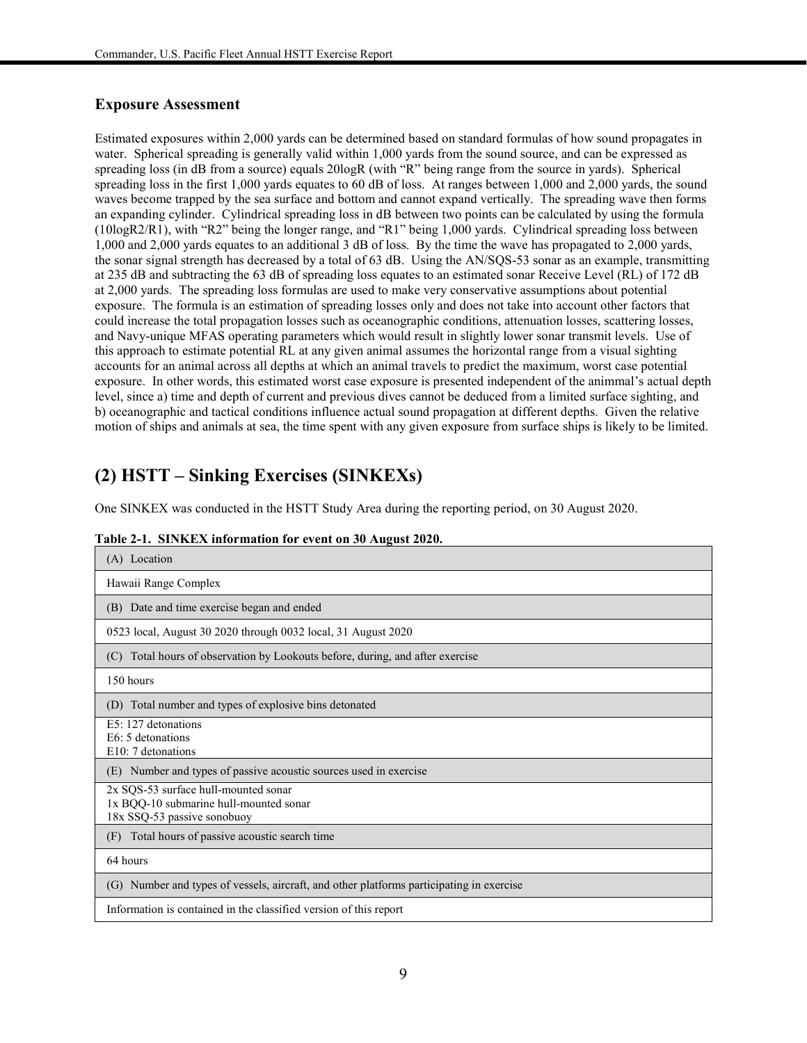### Exposure Assessment

Estimated exposures within 2,000 yards can be determined based on standard formulas of how sound propagates in water. Spherical spreading is generally valid within 1,000 yards from the sound source, and can be expressed as spreading loss (in dB from a source) equals 20logR (with "R" being range from the source in yards). Spherical spreading loss in the first 1,000 yards equates to 60 dB of loss. At ranges between 1,000 and 2,000 yards, the sound waves become trapped by the sea surface and bottom and cannot expand vertically. The spreading wave then forms an expanding cylinder. Cylindrical spreading loss in dB between two points can be calculated by using the formula (10logR2/R1), with "R2" being the longer range, and "R1" being 1,000 yards. Cylindrical spreading loss between 1,000 and 2,000 yards equates to an additional 3 dB of loss. By the time the wave has propagated to 2,000 yards, the sonar signal strength has decreased by a total of 63 dB. Using the AN/SQS-53 sonar as an example, transmitting at 235 dB and subtracting the 63 dB of spreading loss equates to an estimated sonar Receive Level (RL) of 172 dB at 2,000 yards. The spreading loss formulas are used to make very conservative assumptions about potential exposure. The formula is an estimation of spreading losses only and does not take into account other factors that could increase the total propagation losses such as oceanographic conditions, attenuation losses, scattering losses, and Navy-unique MFAS operating parameters which would result in slightly lower sonar transmit levels. Use of this approach to estimate potential RL at any given animal assumes the horizontal range from a visual sighting accounts for an animal across all depths at which an animal travels to predict the maximum, worst case potential exposure. In other words, this estimated worst case exposure is presented independent of the animmal's actual depth level, since a) time and depth of current and previous dives cannot be deduced from a limited surface sighting, and b) oceanographic and tactical conditions influence actual sound propagation at different depths. Given the relative motion of ships and animals at sea, the time spent with any given exposure from surface ships is likely to be limited.

## (2) HSTT – Sinking Exercises (SINKEXs)

One SINKEX was conducted in the HSTT Study Area during the reporting period, on 30 August 2020.

**Table 2-1. SINKEX information for event on 30 August 2020.**

| (A) Location |
|---|
| Hawaii Range Complex |
| (B) Date and time exercise began and ended |
| 0523 local, August 30 2020 through 0032 local, 31 August 2020 |
| (C) Total hours of observation by Lookouts before, during, and after exercise |
| 150 hours |
| (D) Total number and types of explosive bins detonated |
| E5: 127 detonations<br>E6: 5 detonations<br>E10: 7 detonations |
| (E) Number and types of passive acoustic sources used in exercise |
| 2x SQS-53 surface hull-mounted sonar<br>1x BQQ-10 submarine hull-mounted sonar<br>18x SSQ-53 passive sonobuoy |
| (F) Total hours of passive acoustic search time |
| 64 hours |
| (G) Number and types of vessels, aircraft, and other platforms participating in exercise |
| Information is contained in the classified version of this report |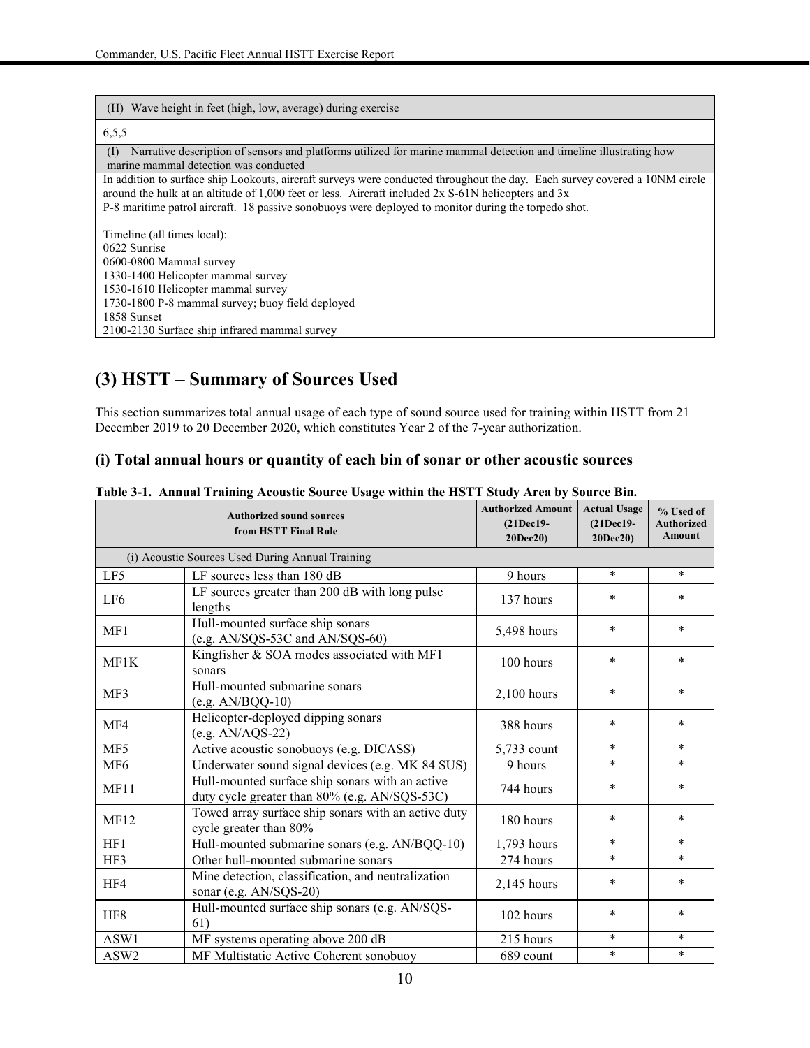| (H) Wave height in feet (high, low, average) during exercise |
|---|
| 6,5,5 |
| (I) Narrative description of sensors and platforms utilized for marine mammal detection and timeline illustrating how marine mammal detection was conducted |
| In addition to surface ship Lookouts, aircraft surveys were conducted throughout the day. Each survey covered a 10NM circle around the hulk at an altitude of 1,000 feet or less. Aircraft included 2x S-61N helicopters and 3x P-8 maritime patrol aircraft. 18 passive sonobuoys were deployed to monitor during the torpedo shot.<br><br>Timeline (all times local):<br>0622 Sunrise<br>0600-0800 Mammal survey<br>1330-1400 Helicopter mammal survey<br>1530-1610 Helicopter mammal survey<br>1730-1800 P-8 mammal survey; buoy field deployed<br>1858 Sunset<br>2100-2130 Surface ship infrared mammal survey |

## (3) HSTT – Summary of Sources Used

This section summarizes total annual usage of each type of sound source used for training within HSTT from 21 December 2019 to 20 December 2020, which constitutes Year 2 of the 7-year authorization.

### (i) Total annual hours or quantity of each bin of sonar or other acoustic sources

**Table 3-1. Annual Training Acoustic Source Usage within the HSTT Study Area by Source Bin.**

| Authorized sound sources from HSTT Final Rule | | Authorized Amount (21Dec19-20Dec20) | Actual Usage (21Dec19-20Dec20) | % Used of Authorized Amount |
|---|---|---|---|---|
| (i) Acoustic Sources Used During Annual Training | | | | |
| LF5 | LF sources less than 180 dB | 9 hours | * | * |
| LF6 | LF sources greater than 200 dB with long pulse lengths | 137 hours | * | * |
| MF1 | Hull-mounted surface ship sonars (e.g. AN/SQS-53C and AN/SQS-60) | 5,498 hours | * | * |
| MF1K | Kingfisher & SOA modes associated with MF1 sonars | 100 hours | * | * |
| MF3 | Hull-mounted submarine sonars (e.g. AN/BQQ-10) | 2,100 hours | * | * |
| MF4 | Helicopter-deployed dipping sonars (e.g. AN/AQS-22) | 388 hours | * | * |
| MF5 | Active acoustic sonobuoys (e.g. DICASS) | 5,733 count | * | * |
| MF6 | Underwater sound signal devices (e.g. MK 84 SUS) | 9 hours | * | * |
| MF11 | Hull-mounted surface ship sonars with an active duty cycle greater than 80% (e.g. AN/SQS-53C) | 744 hours | * | * |
| MF12 | Towed array surface ship sonars with an active duty cycle greater than 80% | 180 hours | * | * |
| HF1 | Hull-mounted submarine sonars (e.g. AN/BQQ-10) | 1,793 hours | * | * |
| HF3 | Other hull-mounted submarine sonars | 274 hours | * | * |
| HF4 | Mine detection, classification, and neutralization sonar (e.g. AN/SQS-20) | 2,145 hours | * | * |
| HF8 | Hull-mounted surface ship sonars (e.g. AN/SQS-61) | 102 hours | * | * |
| ASW1 | MF systems operating above 200 dB | 215 hours | * | * |
| ASW2 | MF Multistatic Active Coherent sonobuoy | 689 count | * | * |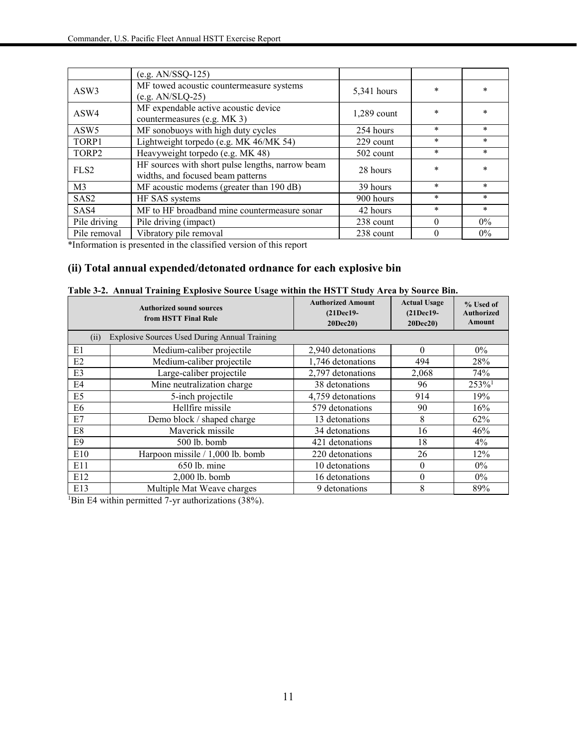|  | (e.g. AN/SSQ-125) |  |  |  |
|---|---|---|---|---|
| ASW3 | MF towed acoustic countermeasure systems (e.g. AN/SLQ-25) | 5,341 hours | * | * |
| ASW4 | MF expendable active acoustic device countermeasures (e.g. MK 3) | 1,289 count | * | * |
| ASW5 | MF sonobuoys with high duty cycles | 254 hours | * | * |
| TORP1 | Lightweight torpedo (e.g. MK 46/MK 54) | 229 count | * | * |
| TORP2 | Heavyweight torpedo (e.g. MK 48) | 502 count | * | * |
| FLS2 | HF sources with short pulse lengths, narrow beam widths, and focused beam patterns | 28 hours | * | * |
| M3 | MF acoustic modems (greater than 190 dB) | 39 hours | * | * |
| SAS2 | HF SAS systems | 900 hours | * | * |
| SAS4 | MF to HF broadband mine countermeasure sonar | 42 hours | * | * |
| Pile driving | Pile driving (impact) | 238 count | 0 | 0% |
| Pile removal | Vibratory pile removal | 238 count | 0 | 0% |

*Information is presented in the classified version of this report

## (ii) Total annual expended/detonated ordnance for each explosive bin

**Table 3-2. Annual Training Explosive Source Usage within the HSTT Study Area by Source Bin.**

| Authorized sound sources from HSTT Final Rule | | Authorized Amount (21Dec19-20Dec20) | Actual Usage (21Dec19-20Dec20) | % Used of Authorized Amount |
|---|---|---|---|---|
| (ii) | Explosive Sources Used During Annual Training | | | |
| E1 | Medium-caliber projectile | 2,940 detonations | 0 | 0% |
| E2 | Medium-caliber projectile | 1,746 detonations | 494 | 28% |
| E3 | Large-caliber projectile | 2,797 detonations | 2,068 | 74% |
| E4 | Mine neutralization charge | 38 detonations | 96 | 253%[1] |
| E5 | 5-inch projectile | 4,759 detonations | 914 | 19% |
| E6 | Hellfire missile | 579 detonations | 90 | 16% |
| E7 | Demo block / shaped charge | 13 detonations | 8 | 62% |
| E8 | Maverick missile | 34 detonations | 16 | 46% |
| E9 | 500 lb. bomb | 421 detonations | 18 | 4% |
| E10 | Harpoon missile / 1,000 lb. bomb | 220 detonations | 26 | 12% |
| E11 | 650 lb. mine | 10 detonations | 0 | 0% |
| E12 | 2,000 lb. bomb | 16 detonations | 0 | 0% |
| E13 | Multiple Mat Weave charges | 9 detonations | 8 | 89% |

[1]Bin E4 within permitted 7-yr authorizations (38%).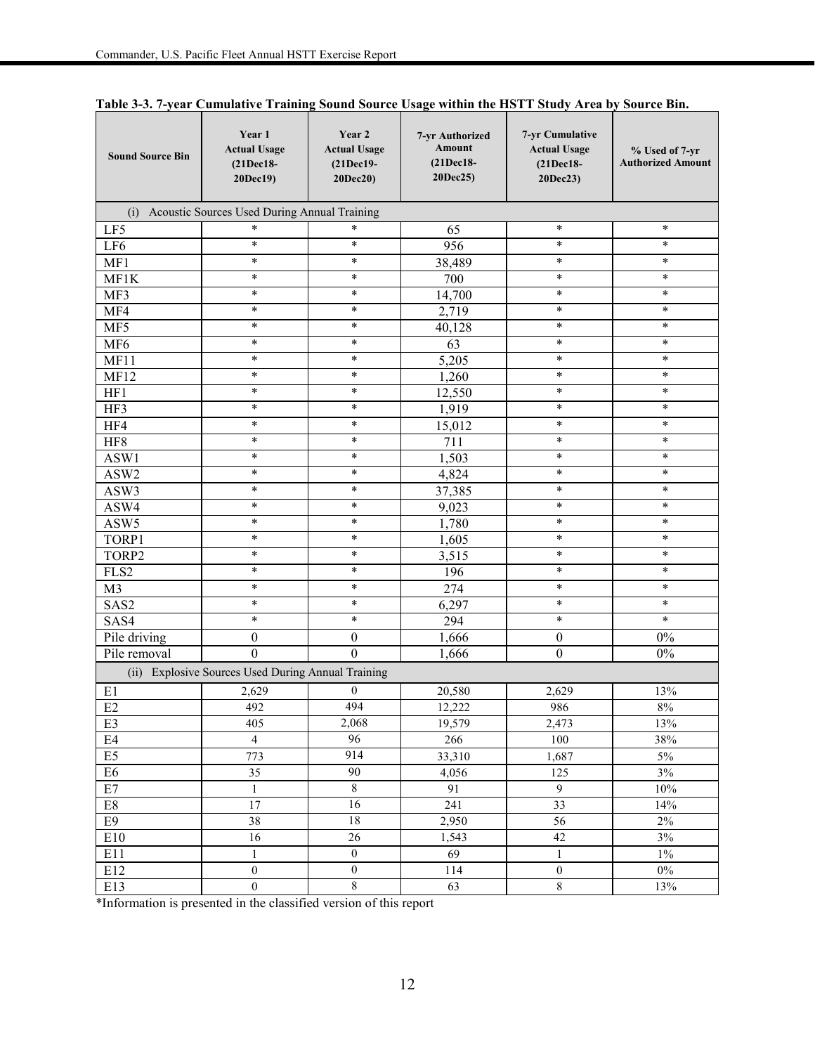**Table 3-3. 7-year Cumulative Training Sound Source Usage within the HSTT Study Area by Source Bin.**

| Sound Source Bin | Year 1 Actual Usage (21Dec18-20Dec19) | Year 2 Actual Usage (21Dec19-20Dec20) | 7-yr Authorized Amount (21Dec18-20Dec25) | 7-yr Cumulative Actual Usage (21Dec18-20Dec23) | % Used of 7-yr Authorized Amount |
|---|---|---|---|---|---|
| (i) Acoustic Sources Used During Annual Training | | | | | |
| LF5 | * | * | 65 | * | * |
| LF6 | * | * | 956 | * | * |
| MF1 | * | * | 38,489 | * | * |
| MF1K | * | * | 700 | * | * |
| MF3 | * | * | 14,700 | * | * |
| MF4 | * | * | 2,719 | * | * |
| MF5 | * | * | 40,128 | * | * |
| MF6 | * | * | 63 | * | * |
| MF11 | * | * | 5,205 | * | * |
| MF12 | * | * | 1,260 | * | * |
| HF1 | * | * | 12,550 | * | * |
| HF3 | * | * | 1,919 | * | * |
| HF4 | * | * | 15,012 | * | * |
| HF8 | * | * | 711 | * | * |
| ASW1 | * | * | 1,503 | * | * |
| ASW2 | * | * | 4,824 | * | * |
| ASW3 | * | * | 37,385 | * | * |
| ASW4 | * | * | 9,023 | * | * |
| ASW5 | * | * | 1,780 | * | * |
| TORP1 | * | * | 1,605 | * | * |
| TORP2 | * | * | 3,515 | * | * |
| FLS2 | * | * | 196 | * | * |
| M3 | * | * | 274 | * | * |
| SAS2 | * | * | 6,297 | * | * |
| SAS4 | * | * | 294 | * | * |
| Pile driving | 0 | 0 | 1,666 | 0 | 0% |
| Pile removal | 0 | 0 | 1,666 | 0 | 0% |
| (ii) Explosive Sources Used During Annual Training | | | | | |
| E1 | 2,629 | 0 | 20,580 | 2,629 | 13% |
| E2 | 492 | 494 | 12,222 | 986 | 8% |
| E3 | 405 | 2,068 | 19,579 | 2,473 | 13% |
| E4 | 4 | 96 | 266 | 100 | 38% |
| E5 | 773 | 914 | 33,310 | 1,687 | 5% |
| E6 | 35 | 90 | 4,056 | 125 | 3% |
| E7 | 1 | 8 | 91 | 9 | 10% |
| E8 | 17 | 16 | 241 | 33 | 14% |
| E9 | 38 | 18 | 2,950 | 56 | 2% |
| E10 | 16 | 26 | 1,543 | 42 | 3% |
| E11 | 1 | 0 | 69 | 1 | 1% |
| E12 | 0 | 0 | 114 | 0 | 0% |
| E13 | 0 | 8 | 63 | 8 | 13% |

*Information is presented in the classified version of this report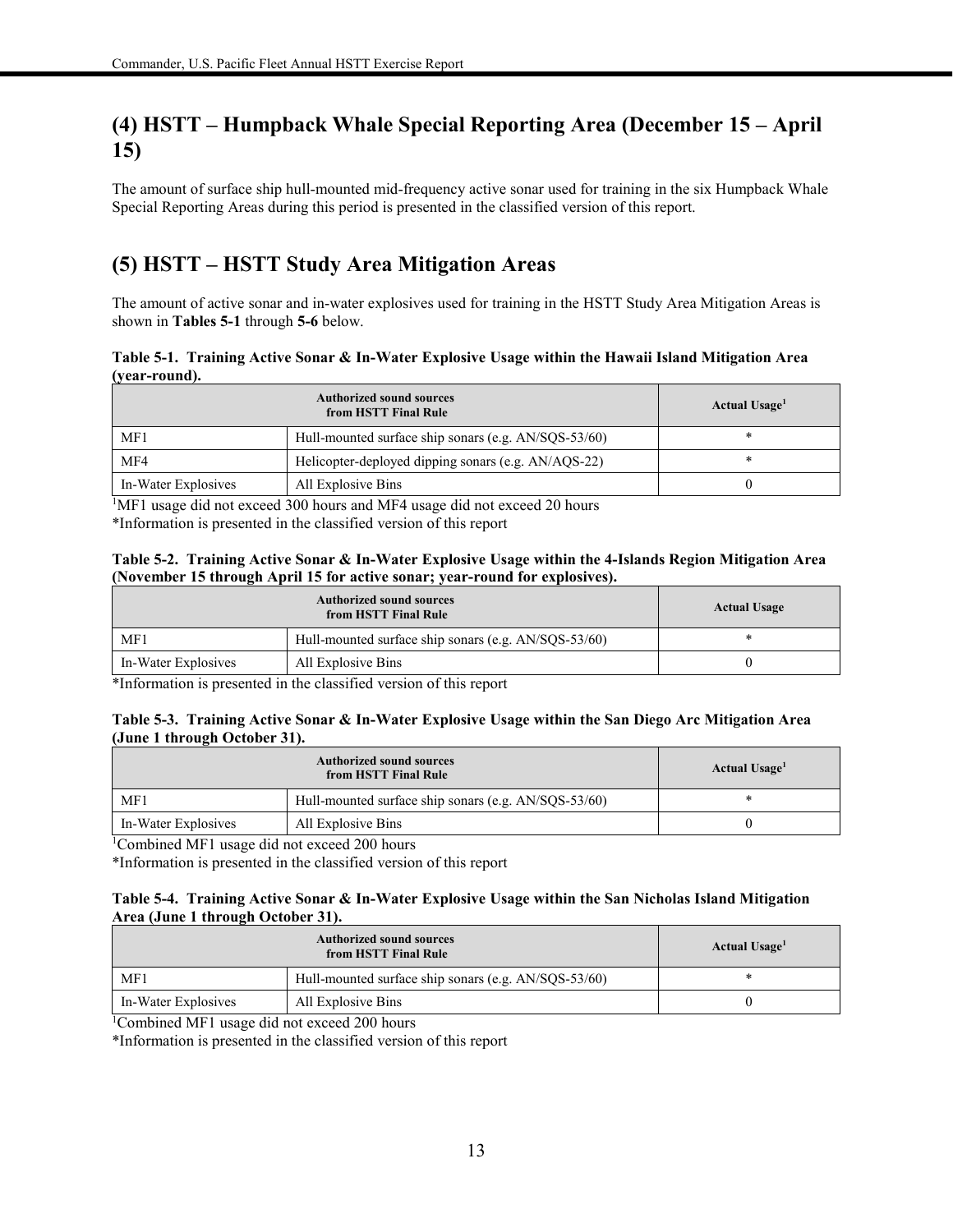## (4) HSTT – Humpback Whale Special Reporting Area (December 15 – April 15)

The amount of surface ship hull-mounted mid-frequency active sonar used for training in the six Humpback Whale Special Reporting Areas during this period is presented in the classified version of this report.

## (5) HSTT – HSTT Study Area Mitigation Areas

The amount of active sonar and in-water explosives used for training in the HSTT Study Area Mitigation Areas is shown in **Tables 5-1** through **5-6** below.

**Table 5-1. Training Active Sonar & In-Water Explosive Usage within the Hawaii Island Mitigation Area (year-round).**

| Authorized sound sources from HSTT Final Rule | | Actual Usage[1] |
|---|---|---|
| MF1 | Hull-mounted surface ship sonars (e.g. AN/SQS-53/60) | * |
| MF4 | Helicopter-deployed dipping sonars (e.g. AN/AQS-22) | * |
| In-Water Explosives | All Explosive Bins | 0 |

[1]MF1 usage did not exceed 300 hours and MF4 usage did not exceed 20 hours

*Information is presented in the classified version of this report

**Table 5-2. Training Active Sonar & In-Water Explosive Usage within the 4-Islands Region Mitigation Area (November 15 through April 15 for active sonar; year-round for explosives).**

| Authorized sound sources from HSTT Final Rule | | Actual Usage |
|---|---|---|
| MF1 | Hull-mounted surface ship sonars (e.g. AN/SQS-53/60) | * |
| In-Water Explosives | All Explosive Bins | 0 |

*Information is presented in the classified version of this report

**Table 5-3. Training Active Sonar & In-Water Explosive Usage within the San Diego Arc Mitigation Area (June 1 through October 31).**

| Authorized sound sources from HSTT Final Rule | | Actual Usage[1] |
|---|---|---|
| MF1 | Hull-mounted surface ship sonars (e.g. AN/SQS-53/60) | * |
| In-Water Explosives | All Explosive Bins | 0 |

[1]Combined MF1 usage did not exceed 200 hours

*Information is presented in the classified version of this report

**Table 5-4. Training Active Sonar & In-Water Explosive Usage within the San Nicholas Island Mitigation Area (June 1 through October 31).**

| Authorized sound sources from HSTT Final Rule | | Actual Usage[1] |
|---|---|---|
| MF1 | Hull-mounted surface ship sonars (e.g. AN/SQS-53/60) | * |
| In-Water Explosives | All Explosive Bins | 0 |

[1]Combined MF1 usage did not exceed 200 hours

*Information is presented in the classified version of this report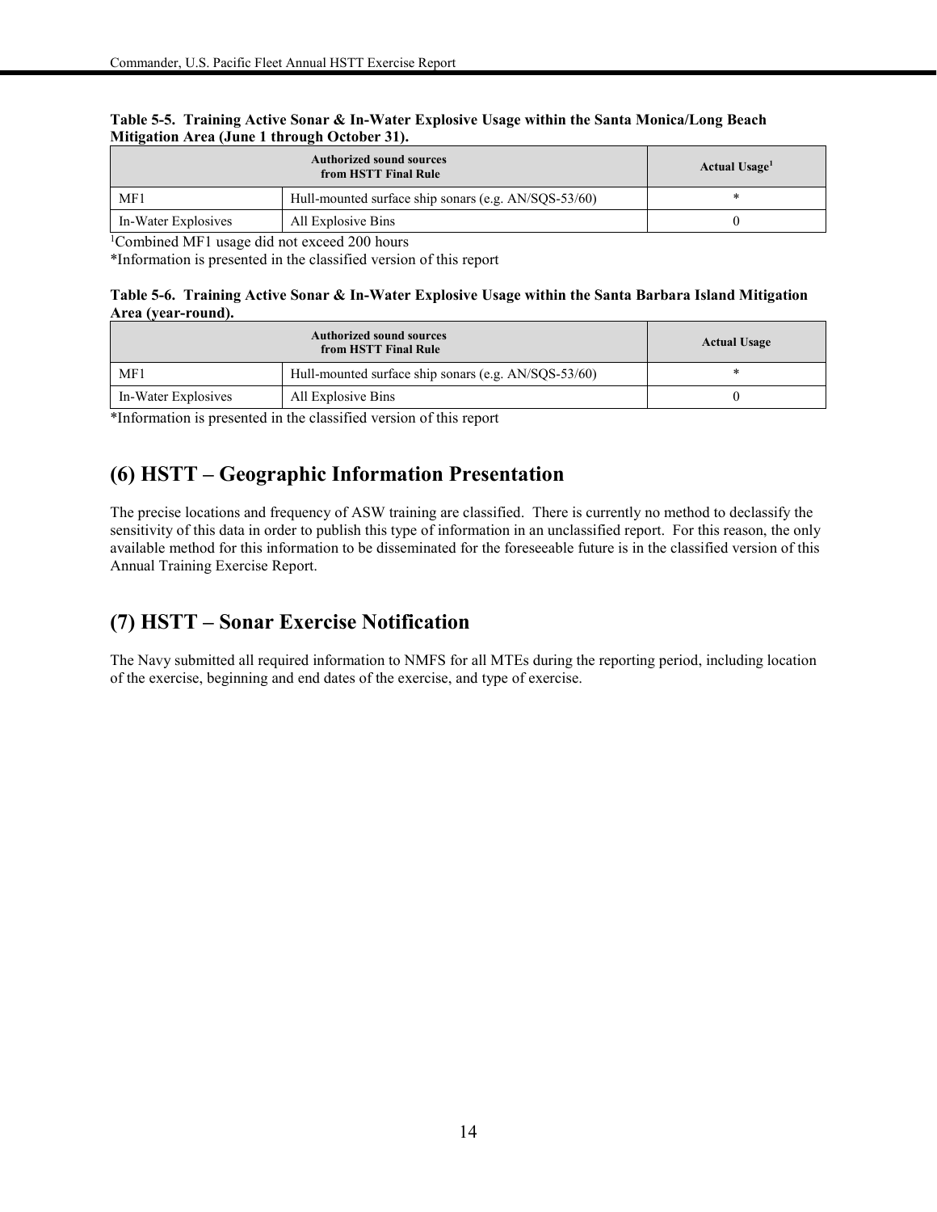**Table 5-5. Training Active Sonar & In-Water Explosive Usage within the Santa Monica/Long Beach Mitigation Area (June 1 through October 31).**

| Authorized sound sources from HSTT Final Rule | | Actual Usage[1] |
|---|---|---|
| MF1 | Hull-mounted surface ship sonars (e.g. AN/SQS-53/60) | * |
| In-Water Explosives | All Explosive Bins | 0 |

[1]Combined MF1 usage did not exceed 200 hours

*Information is presented in the classified version of this report

**Table 5-6. Training Active Sonar & In-Water Explosive Usage within the Santa Barbara Island Mitigation Area (year-round).**

| Authorized sound sources from HSTT Final Rule | | Actual Usage |
|---|---|---|
| MF1 | Hull-mounted surface ship sonars (e.g. AN/SQS-53/60) | * |
| In-Water Explosives | All Explosive Bins | 0 |

*Information is presented in the classified version of this report

## (6) HSTT – Geographic Information Presentation

The precise locations and frequency of ASW training are classified. There is currently no method to declassify the sensitivity of this data in order to publish this type of information in an unclassified report. For this reason, the only available method for this information to be disseminated for the foreseeable future is in the classified version of this Annual Training Exercise Report.

## (7) HSTT – Sonar Exercise Notification

The Navy submitted all required information to NMFS for all MTEs during the reporting period, including location of the exercise, beginning and end dates of the exercise, and type of exercise.